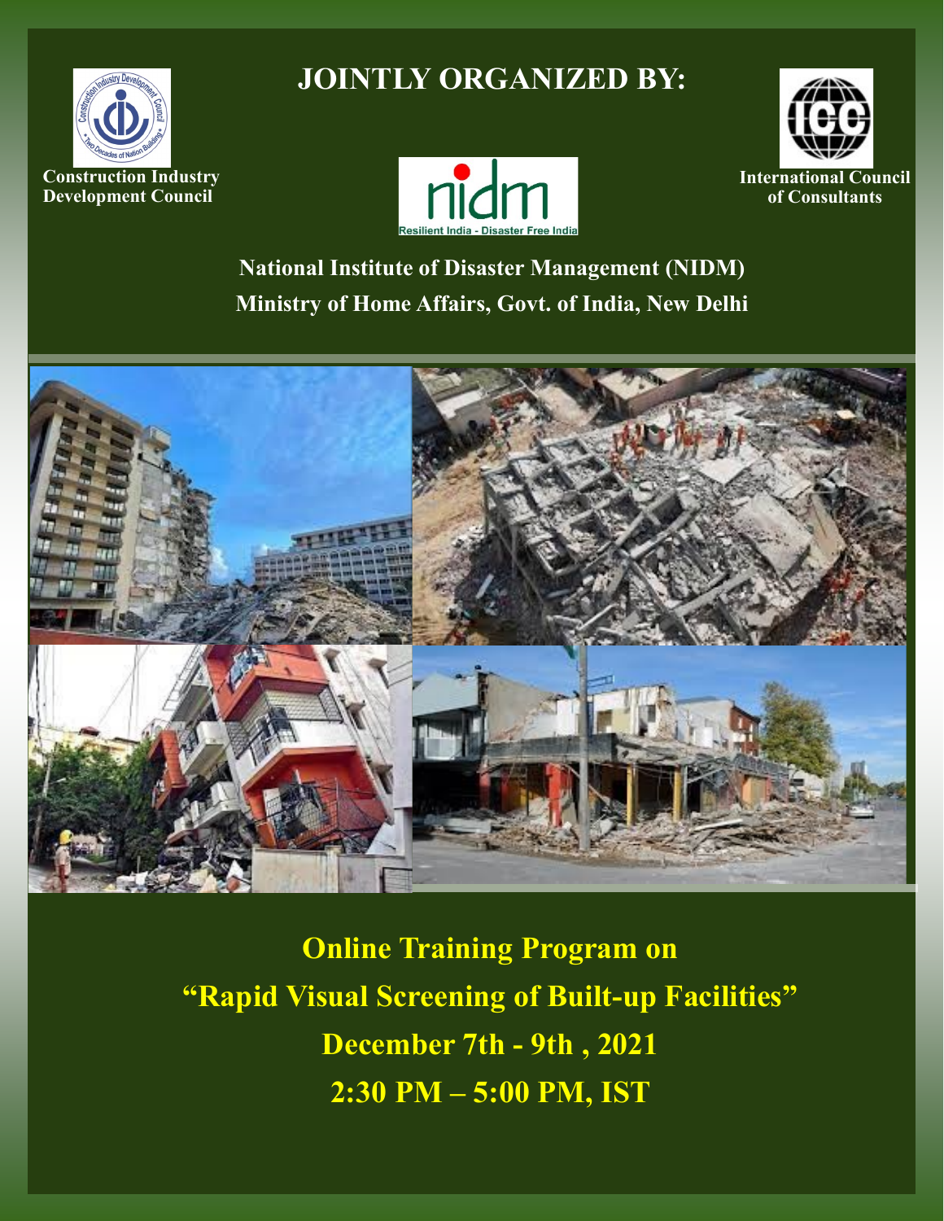# JOINTLY ORGANIZED BY:

**Construction Industry Development Council**

**International Council of Consultants**

**National Institute of Disaster Management (NIDM)**
**Ministry of Home Affairs, Govt. of India, New Delhi**

## Online Training Program on

## "Rapid Visual Screening of Built-up Facilities"

## December 7th - 9th , 2021

## 2:30 PM – 5:00 PM, IST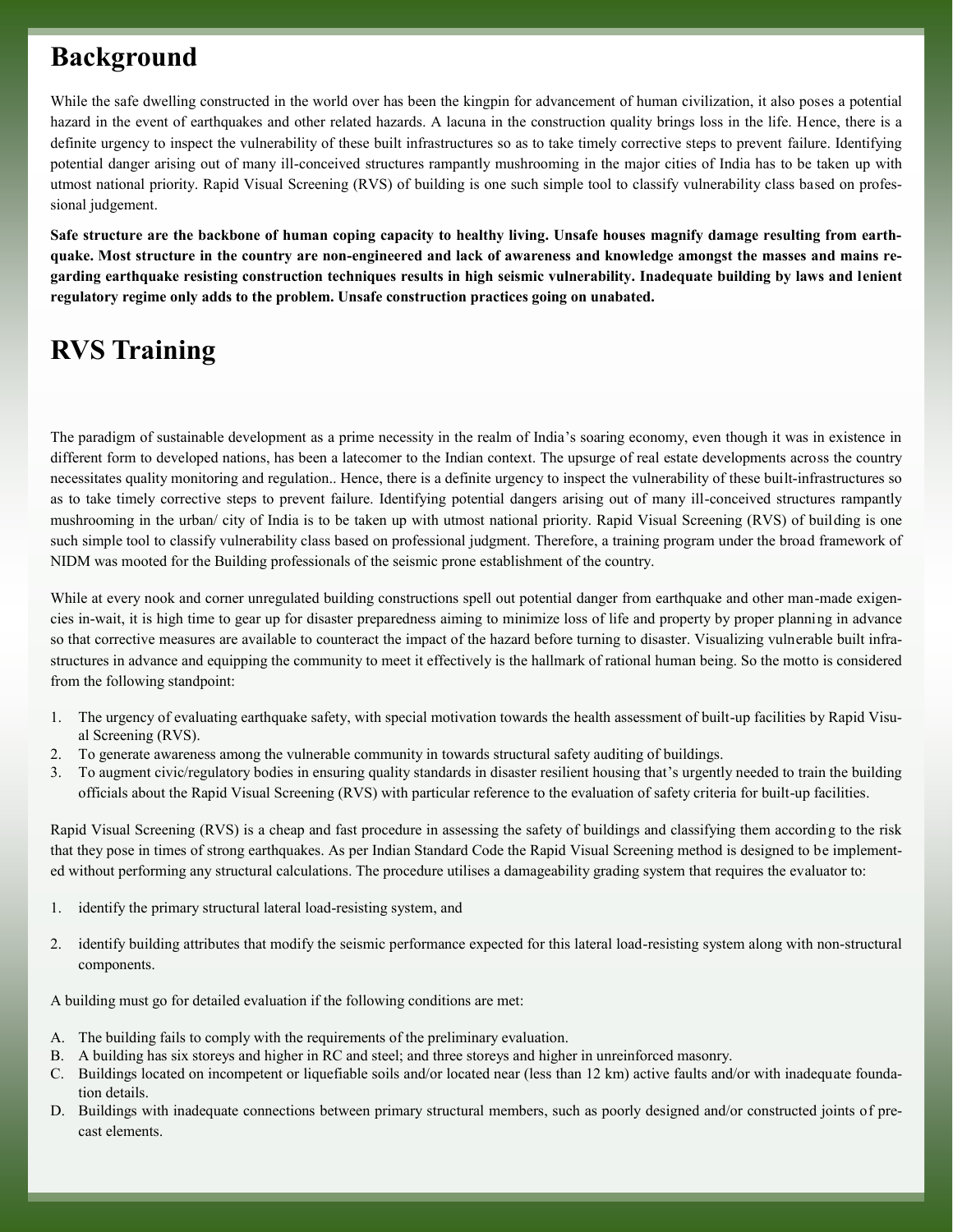## Background

While the safe dwelling constructed in the world over has been the kingpin for advancement of human civilization, it also poses a potential hazard in the event of earthquakes and other related hazards. A lacuna in the construction quality brings loss in the life. Hence, there is a definite urgency to inspect the vulnerability of these built infrastructures so as to take timely corrective steps to prevent failure. Identifying potential danger arising out of many ill-conceived structures rampantly mushrooming in the major cities of India has to be taken up with utmost national priority. Rapid Visual Screening (RVS) of building is one such simple tool to classify vulnerability class based on professional judgement.

**Safe structure are the backbone of human coping capacity to healthy living. Unsafe houses magnify damage resulting from earthquake. Most structure in the country are non-engineered and lack of awareness and knowledge amongst the masses and mains regarding earthquake resisting construction techniques results in high seismic vulnerability. Inadequate building by laws and lenient regulatory regime only adds to the problem. Unsafe construction practices going on unabated.**

## RVS Training

The paradigm of sustainable development as a prime necessity in the realm of India's soaring economy, even though it was in existence in different form to developed nations, has been a latecomer to the Indian context. The upsurge of real estate developments across the country necessitates quality monitoring and regulation.. Hence, there is a definite urgency to inspect the vulnerability of these built-infrastructures so as to take timely corrective steps to prevent failure. Identifying potential dangers arising out of many ill-conceived structures rampantly mushrooming in the urban/ city of India is to be taken up with utmost national priority. Rapid Visual Screening (RVS) of building is one such simple tool to classify vulnerability class based on professional judgment. Therefore, a training program under the broad framework of NIDM was mooted for the Building professionals of the seismic prone establishment of the country.

While at every nook and corner unregulated building constructions spell out potential danger from earthquake and other man-made exigencies in-wait, it is high time to gear up for disaster preparedness aiming to minimize loss of life and property by proper planning in advance so that corrective measures are available to counteract the impact of the hazard before turning to disaster. Visualizing vulnerable built infrastructures in advance and equipping the community to meet it effectively is the hallmark of rational human being. So the motto is considered from the following standpoint:

1. The urgency of evaluating earthquake safety, with special motivation towards the health assessment of built-up facilities by Rapid Visual Screening (RVS).
2. To generate awareness among the vulnerable community in towards structural safety auditing of buildings.
3. To augment civic/regulatory bodies in ensuring quality standards in disaster resilient housing that's urgently needed to train the building officials about the Rapid Visual Screening (RVS) with particular reference to the evaluation of safety criteria for built-up facilities.

Rapid Visual Screening (RVS) is a cheap and fast procedure in assessing the safety of buildings and classifying them according to the risk that they pose in times of strong earthquakes. As per Indian Standard Code the Rapid Visual Screening method is designed to be implemented without performing any structural calculations. The procedure utilises a damageability grading system that requires the evaluator to:

1. identify the primary structural lateral load-resisting system, and
2. identify building attributes that modify the seismic performance expected for this lateral load-resisting system along with non-structural components.

A building must go for detailed evaluation if the following conditions are met:

A. The building fails to comply with the requirements of the preliminary evaluation.
B. A building has six storeys and higher in RC and steel; and three storeys and higher in unreinforced masonry.
C. Buildings located on incompetent or liquefiable soils and/or located near (less than 12 km) active faults and/or with inadequate foundation details.
D. Buildings with inadequate connections between primary structural members, such as poorly designed and/or constructed joints of precast elements.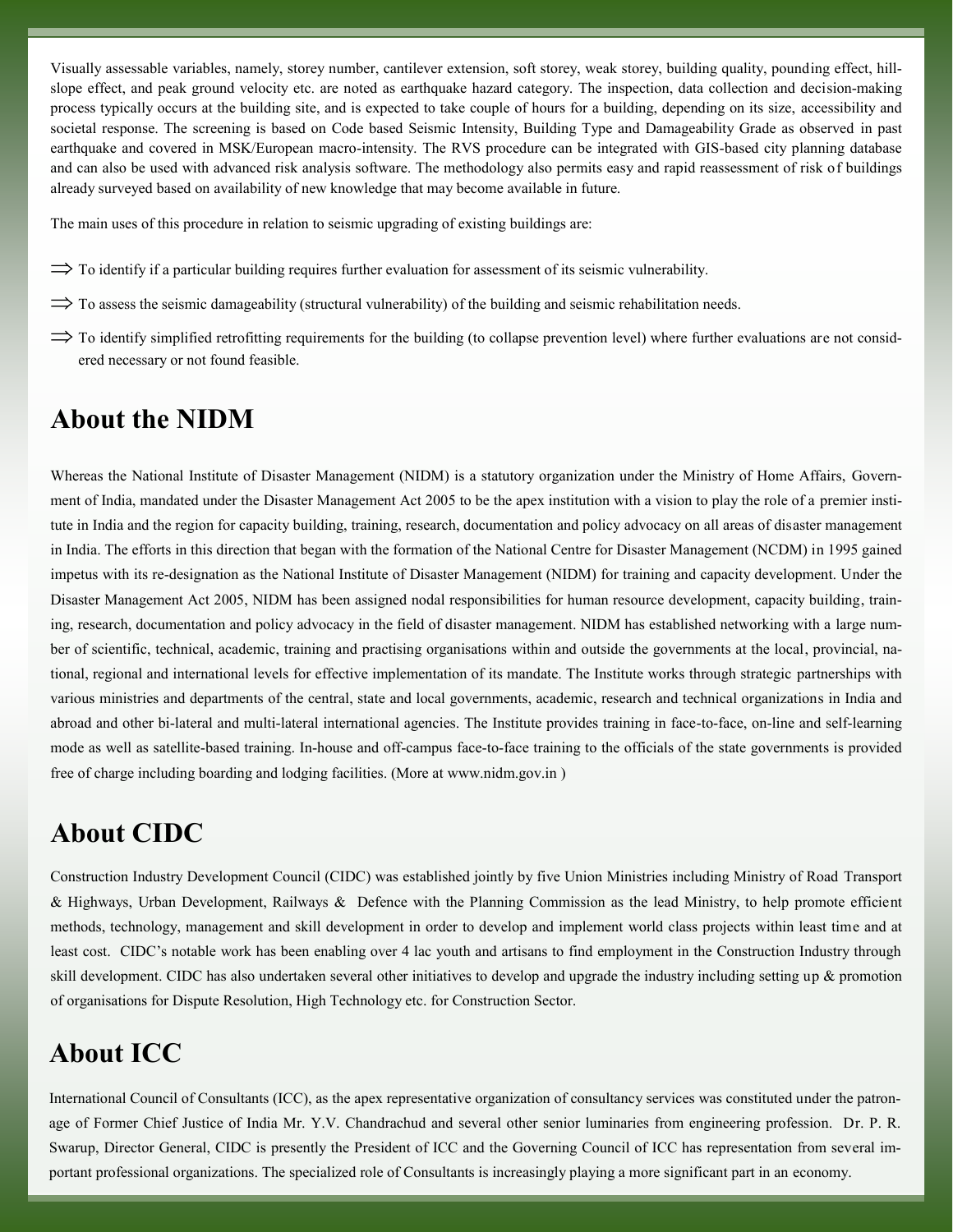Visually assessable variables, namely, storey number, cantilever extension, soft storey, weak storey, building quality, pounding effect, hill-slope effect, and peak ground velocity etc. are noted as earthquake hazard category. The inspection, data collection and decision-making process typically occurs at the building site, and is expected to take couple of hours for a building, depending on its size, accessibility and societal response. The screening is based on Code based Seismic Intensity, Building Type and Damageability Grade as observed in past earthquake and covered in MSK/European macro-intensity. The RVS procedure can be integrated with GIS-based city planning database and can also be used with advanced risk analysis software. The methodology also permits easy and rapid reassessment of risk of buildings already surveyed based on availability of new knowledge that may become available in future.

The main uses of this procedure in relation to seismic upgrading of existing buildings are:

- ⟹ To identify if a particular building requires further evaluation for assessment of its seismic vulnerability.
- ⟹ To assess the seismic damageability (structural vulnerability) of the building and seismic rehabilitation needs.
- ⟹ To identify simplified retrofitting requirements for the building (to collapse prevention level) where further evaluations are not considered necessary or not found feasible.

## About the NIDM

Whereas the National Institute of Disaster Management (NIDM) is a statutory organization under the Ministry of Home Affairs, Government of India, mandated under the Disaster Management Act 2005 to be the apex institution with a vision to play the role of a premier institute in India and the region for capacity building, training, research, documentation and policy advocacy on all areas of disaster management in India. The efforts in this direction that began with the formation of the National Centre for Disaster Management (NCDM) in 1995 gained impetus with its re-designation as the National Institute of Disaster Management (NIDM) for training and capacity development. Under the Disaster Management Act 2005, NIDM has been assigned nodal responsibilities for human resource development, capacity building, training, research, documentation and policy advocacy in the field of disaster management. NIDM has established networking with a large number of scientific, technical, academic, training and practising organisations within and outside the governments at the local, provincial, national, regional and international levels for effective implementation of its mandate. The Institute works through strategic partnerships with various ministries and departments of the central, state and local governments, academic, research and technical organizations in India and abroad and other bi-lateral and multi-lateral international agencies. The Institute provides training in face-to-face, on-line and self-learning mode as well as satellite-based training. In-house and off-campus face-to-face training to the officials of the state governments is provided free of charge including boarding and lodging facilities. (More at www.nidm.gov.in )

## About CIDC

Construction Industry Development Council (CIDC) was established jointly by five Union Ministries including Ministry of Road Transport & Highways, Urban Development, Railways & Defence with the Planning Commission as the lead Ministry, to help promote efficient methods, technology, management and skill development in order to develop and implement world class projects within least time and at least cost. CIDC's notable work has been enabling over 4 lac youth and artisans to find employment in the Construction Industry through skill development. CIDC has also undertaken several other initiatives to develop and upgrade the industry including setting up & promotion of organisations for Dispute Resolution, High Technology etc. for Construction Sector.

## About ICC

International Council of Consultants (ICC), as the apex representative organization of consultancy services was constituted under the patronage of Former Chief Justice of India Mr. Y.V. Chandrachud and several other senior luminaries from engineering profession. Dr. P. R. Swarup, Director General, CIDC is presently the President of ICC and the Governing Council of ICC has representation from several important professional organizations. The specialized role of Consultants is increasingly playing a more significant part in an economy.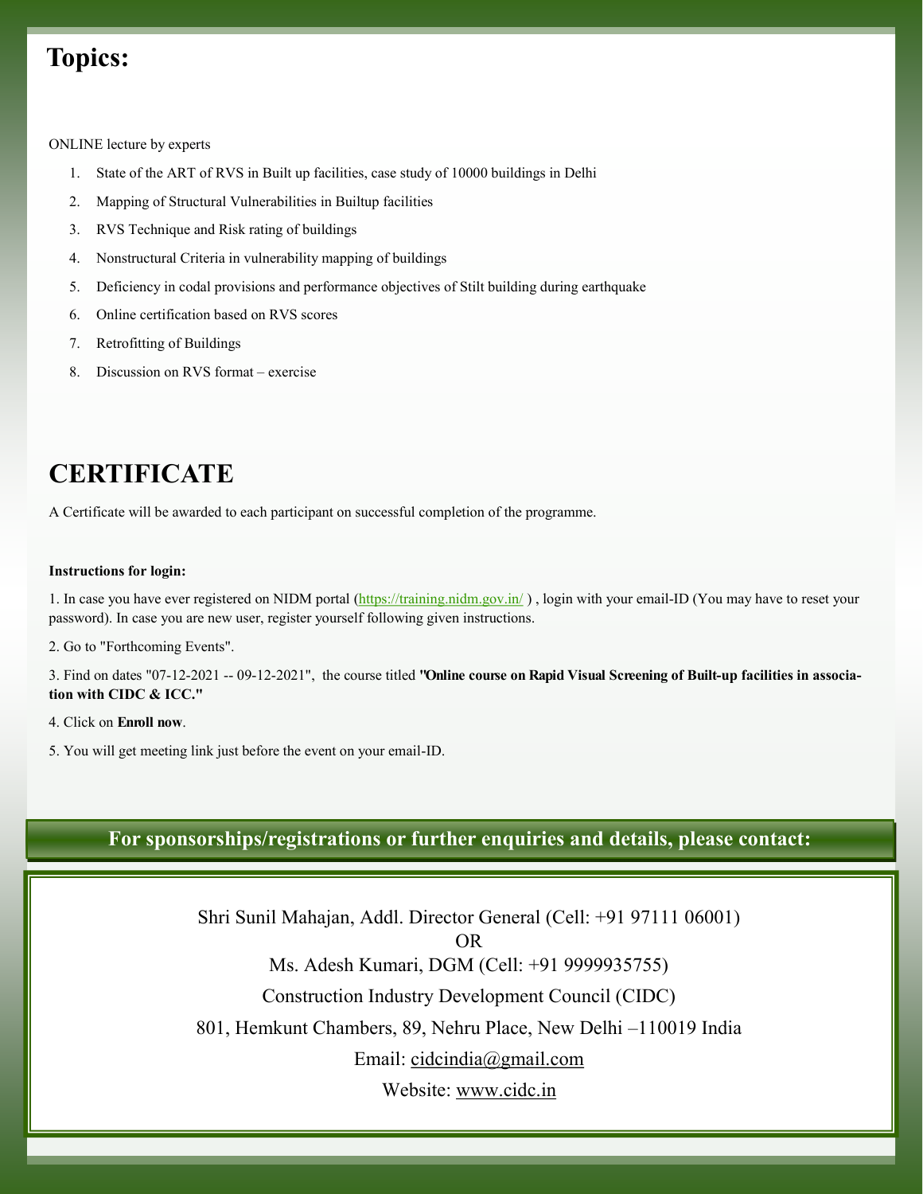## Topics:

ONLINE lecture by experts

1. State of the ART of RVS in Built up facilities, case study of 10000 buildings in Delhi
2. Mapping of Structural Vulnerabilities in Builtup facilities
3. RVS Technique and Risk rating of buildings
4. Nonstructural Criteria in vulnerability mapping of buildings
5. Deficiency in codal provisions and performance objectives of Stilt building during earthquake
6. Online certification based on RVS scores
7. Retrofitting of Buildings
8. Discussion on RVS format – exercise

## CERTIFICATE

A Certificate will be awarded to each participant on successful completion of the programme.

**Instructions for login:**

1. In case you have ever registered on NIDM portal (https://training.nidm.gov.in/ ) , login with your email-ID (You may have to reset your password). In case you are new user, register yourself following given instructions.

2. Go to "Forthcoming Events".

3. Find on dates "07-12-2021 -- 09-12-2021", the course titled **"Online course on Rapid Visual Screening of Built-up facilities in association with CIDC & ICC."**

4. Click on **Enroll now**.

5. You will get meeting link just before the event on your email-ID.

**For sponsorships/registrations or further enquiries and details, please contact:**

Shri Sunil Mahajan, Addl. Director General (Cell: +91 97111 06001)

OR

Ms. Adesh Kumari, DGM (Cell: +91 9999935755)

Construction Industry Development Council (CIDC)

801, Hemkunt Chambers, 89, Nehru Place, New Delhi –110019 India

Email: cidcindia@gmail.com

Website: www.cidc.in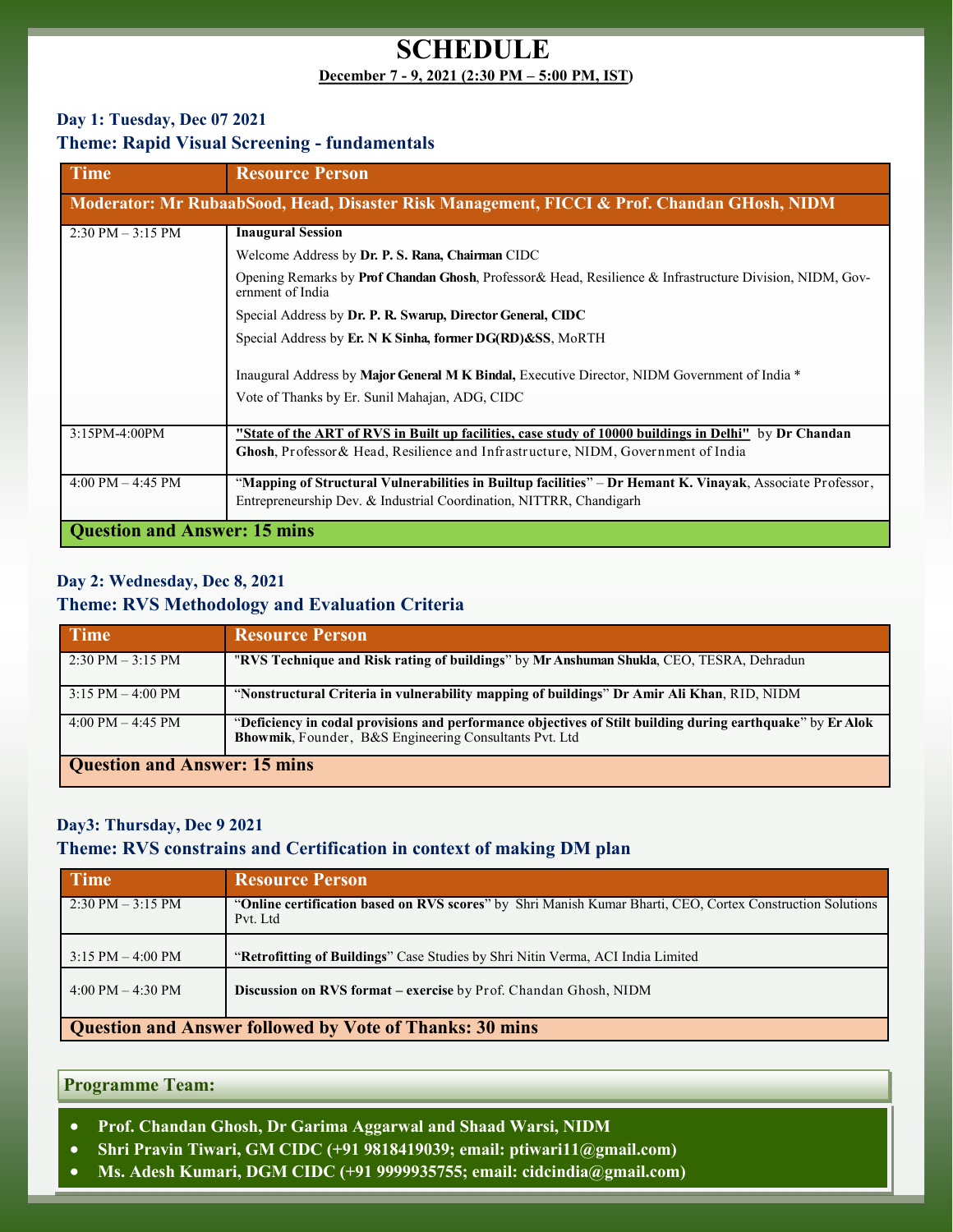# SCHEDULE

**December 7 - 9, 2021 (2:30 PM – 5:00 PM, IST)**

### Day 1: Tuesday, Dec 07 2021

### Theme: Rapid Visual Screening - fundamentals

| Time | Resource Person |
|---|---|
| **Moderator: Mr RubaabSood, Head, Disaster Risk Management, FICCI & Prof. Chandan GHosh, NIDM** | |
| 2:30 PM – 3:15 PM | **Inaugural Session**<br>Welcome Address by **Dr. P. S. Rana, Chairman** CIDC<br>Opening Remarks by **Prof Chandan Ghosh**, Professor& Head, Resilience & Infrastructure Division, NIDM, Government of India<br>Special Address by **Dr. P. R. Swarup, Director General, CIDC**<br>Special Address by **Er. N K Sinha, former DG(RD)&SS**, MoRTH<br>Inaugural Address by **Major General M K Bindal,** Executive Director, NIDM Government of India *<br>Vote of Thanks by Er. Sunil Mahajan, ADG, CIDC |
| 3:15PM-4:00PM | **"State of the ART of RVS in Built up facilities, case study of 10000 buildings in Delhi"** by **Dr Chandan Ghosh**, Professor& Head, Resilience and Infrastructure, NIDM, Government of India |
| 4:00 PM – 4:45 PM | "**Mapping of Structural Vulnerabilities in Builtup facilities**" – **Dr Hemant K. Vinayak**, Associate Professor, Entrepreneurship Dev. & Industrial Coordination, NITTRR, Chandigarh |
| **Question and Answer: 15 mins** | |

### Day 2: Wednesday, Dec 8, 2021

### Theme: RVS Methodology and Evaluation Criteria

| Time | Resource Person |
|---|---|
| 2:30 PM – 3:15 PM | "**RVS Technique and Risk rating of buildings**" by **Mr Anshuman Shukla**, CEO, TESRA, Dehradun |
| 3:15 PM – 4:00 PM | "**Nonstructural Criteria in vulnerability mapping of buildings**" **Dr Amir Ali Khan**, RID, NIDM |
| 4:00 PM – 4:45 PM | "**Deficiency in codal provisions and performance objectives of Stilt building during earthquake**" by **Er Alok Bhowmik**, Founder, B&S Engineering Consultants Pvt. Ltd |
| **Question and Answer: 15 mins** | |

### Day3: Thursday, Dec 9 2021

### Theme: RVS constrains and Certification in context of making DM plan

| Time | Resource Person |
|---|---|
| 2:30 PM – 3:15 PM | "**Online certification based on RVS scores**" by Shri Manish Kumar Bharti, CEO, Cortex Construction Solutions Pvt. Ltd |
| 3:15 PM – 4:00 PM | "**Retrofitting of Buildings**" Case Studies by Shri Nitin Verma, ACI India Limited |
| 4:00 PM – 4:30 PM | **Discussion on RVS format – exercise** by Prof. Chandan Ghosh, NIDM |
| **Question and Answer followed by Vote of Thanks: 30 mins** | |

**Programme Team:**

- **Prof. Chandan Ghosh, Dr Garima Aggarwal and Shaad Warsi, NIDM**
- **Shri Pravin Tiwari, GM CIDC (+91 9818419039; email: ptiwari11@gmail.com)**
- **Ms. Adesh Kumari, DGM CIDC (+91 9999935755; email: cidcindia@gmail.com)**